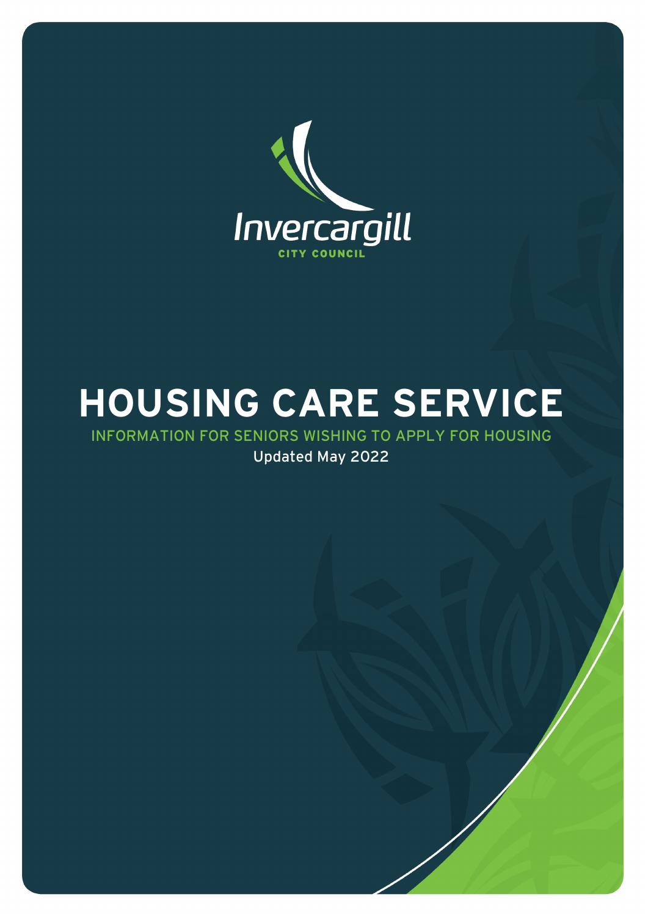Invercargill

CITY COUNCIL

# HOUSING CARE SERVICE

INFORMATION FOR SENIORS WISHING TO APPLY FOR HOUSING

Updated May 2022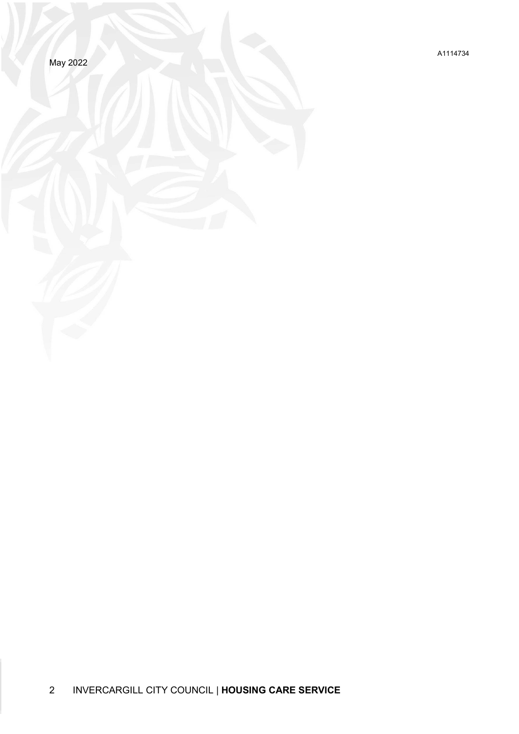A1114734

May 2022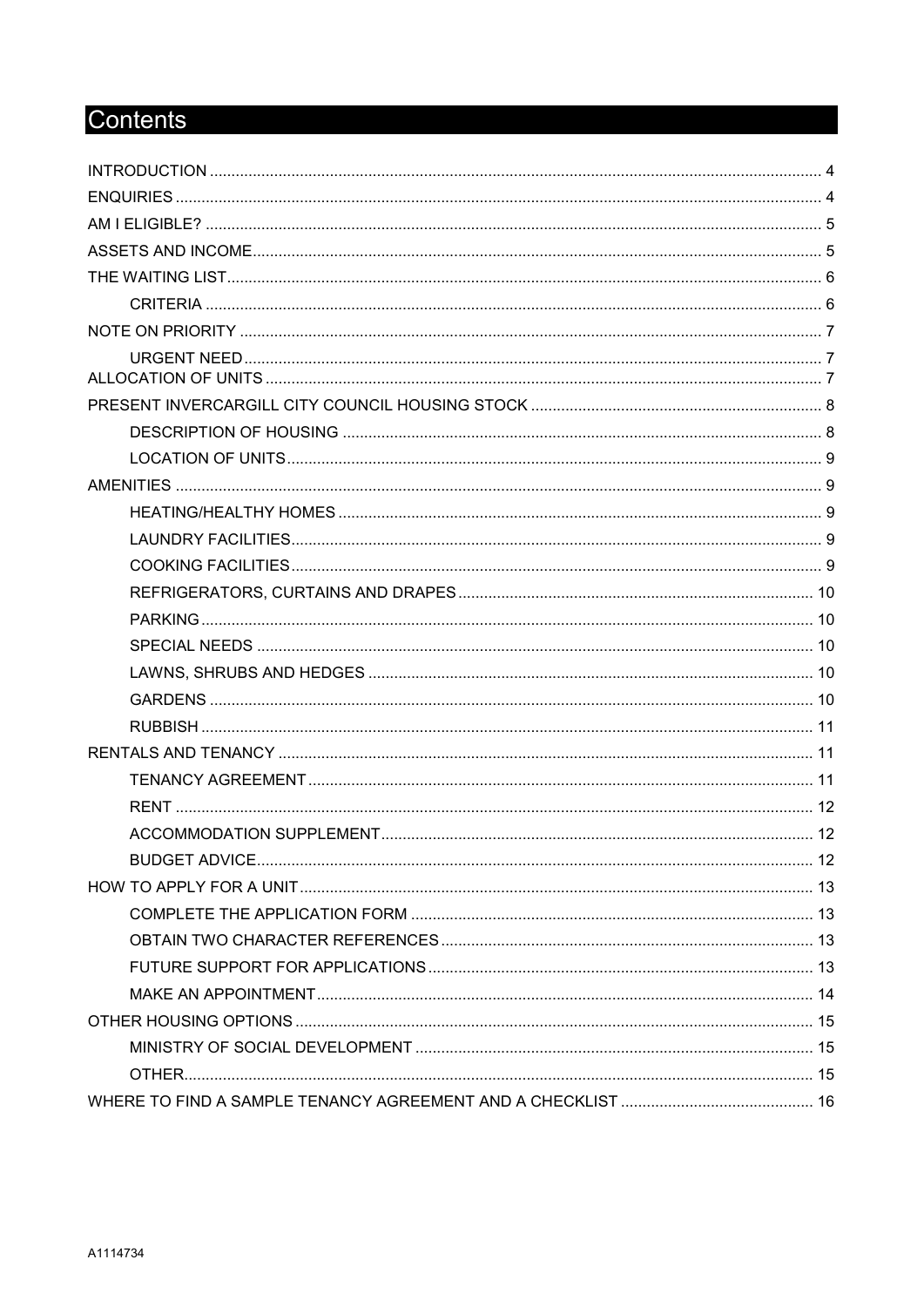# Contents

INTRODUCTION ..... 4
ENQUIRIES ..... 4
AM I ELIGIBLE? ..... 5
ASSETS AND INCOME ..... 5
THE WAITING LIST ..... 6
- CRITERIA ..... 6

NOTE ON PRIORITY ..... 7
- URGENT NEED ..... 7

ALLOCATION OF UNITS ..... 7
PRESENT INVERCARGILL CITY COUNCIL HOUSING STOCK ..... 8
- DESCRIPTION OF HOUSING ..... 8
- LOCATION OF UNITS ..... 9

AMENITIES ..... 9
- HEATING/HEALTHY HOMES ..... 9
- LAUNDRY FACILITIES ..... 9
- COOKING FACILITIES ..... 9
- REFRIGERATORS, CURTAINS AND DRAPES ..... 10
- PARKING ..... 10
- SPECIAL NEEDS ..... 10
- LAWNS, SHRUBS AND HEDGES ..... 10
- GARDENS ..... 10
- RUBBISH ..... 11

RENTALS AND TENANCY ..... 11
- TENANCY AGREEMENT ..... 11
- RENT ..... 12
- ACCOMMODATION SUPPLEMENT ..... 12
- BUDGET ADVICE ..... 12

HOW TO APPLY FOR A UNIT ..... 13
- COMPLETE THE APPLICATION FORM ..... 13
- OBTAIN TWO CHARACTER REFERENCES ..... 13
- FUTURE SUPPORT FOR APPLICATIONS ..... 13
- MAKE AN APPOINTMENT ..... 14

OTHER HOUSING OPTIONS ..... 15
- MINISTRY OF SOCIAL DEVELOPMENT ..... 15
- OTHER ..... 15

WHERE TO FIND A SAMPLE TENANCY AGREEMENT AND A CHECKLIST ..... 16

A1114734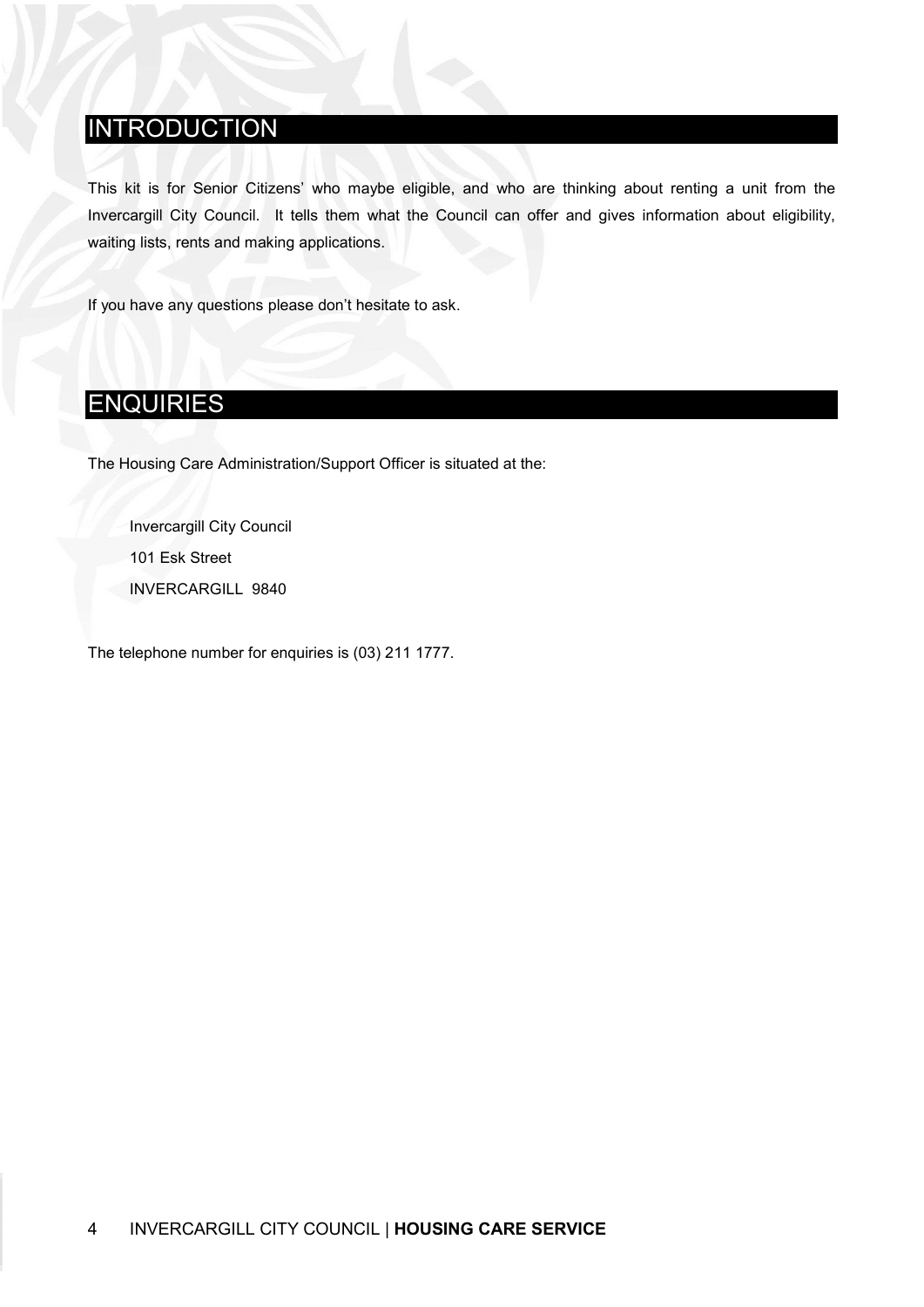## INTRODUCTION

This kit is for Senior Citizens' who maybe eligible, and who are thinking about renting a unit from the Invercargill City Council. It tells them what the Council can offer and gives information about eligibility, waiting lists, rents and making applications.

If you have any questions please don't hesitate to ask.

## ENQUIRIES

The Housing Care Administration/Support Officer is situated at the:

Invercargill City Council
101 Esk Street
INVERCARGILL 9840

The telephone number for enquiries is (03) 211 1777.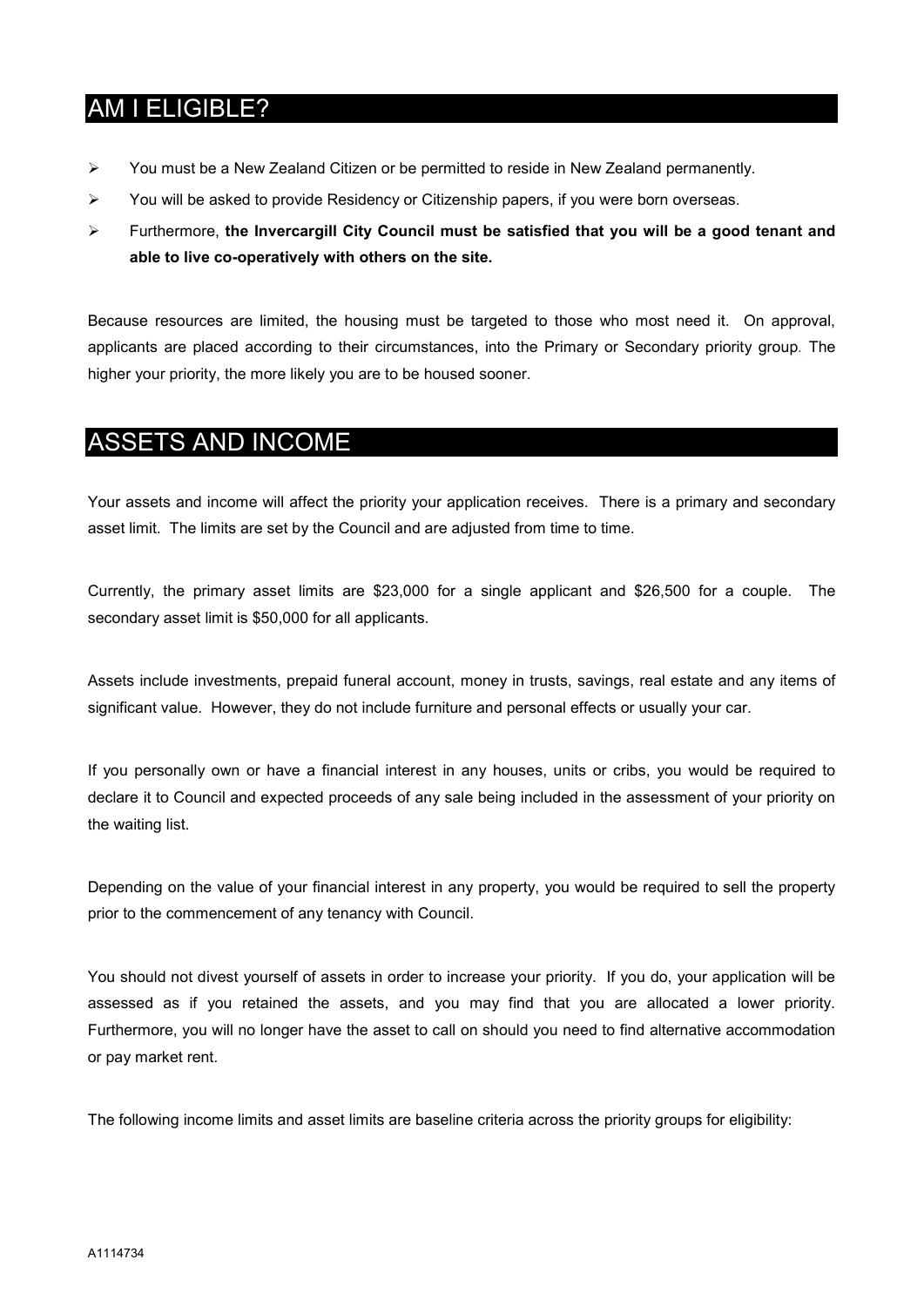## AM I ELIGIBLE?

- You must be a New Zealand Citizen or be permitted to reside in New Zealand permanently.
- You will be asked to provide Residency or Citizenship papers, if you were born overseas.
- Furthermore, **the Invercargill City Council must be satisfied that you will be a good tenant and able to live co-operatively with others on the site.**

Because resources are limited, the housing must be targeted to those who most need it. On approval, applicants are placed according to their circumstances, into the Primary or Secondary priority group. The higher your priority, the more likely you are to be housed sooner.

## ASSETS AND INCOME

Your assets and income will affect the priority your application receives. There is a primary and secondary asset limit. The limits are set by the Council and are adjusted from time to time.

Currently, the primary asset limits are $23,000 for a single applicant and $26,500 for a couple. The secondary asset limit is $50,000 for all applicants.

Assets include investments, prepaid funeral account, money in trusts, savings, real estate and any items of significant value. However, they do not include furniture and personal effects or usually your car.

If you personally own or have a financial interest in any houses, units or cribs, you would be required to declare it to Council and expected proceeds of any sale being included in the assessment of your priority on the waiting list.

Depending on the value of your financial interest in any property, you would be required to sell the property prior to the commencement of any tenancy with Council.

You should not divest yourself of assets in order to increase your priority. If you do, your application will be assessed as if you retained the assets, and you may find that you are allocated a lower priority. Furthermore, you will no longer have the asset to call on should you need to find alternative accommodation or pay market rent.

The following income limits and asset limits are baseline criteria across the priority groups for eligibility: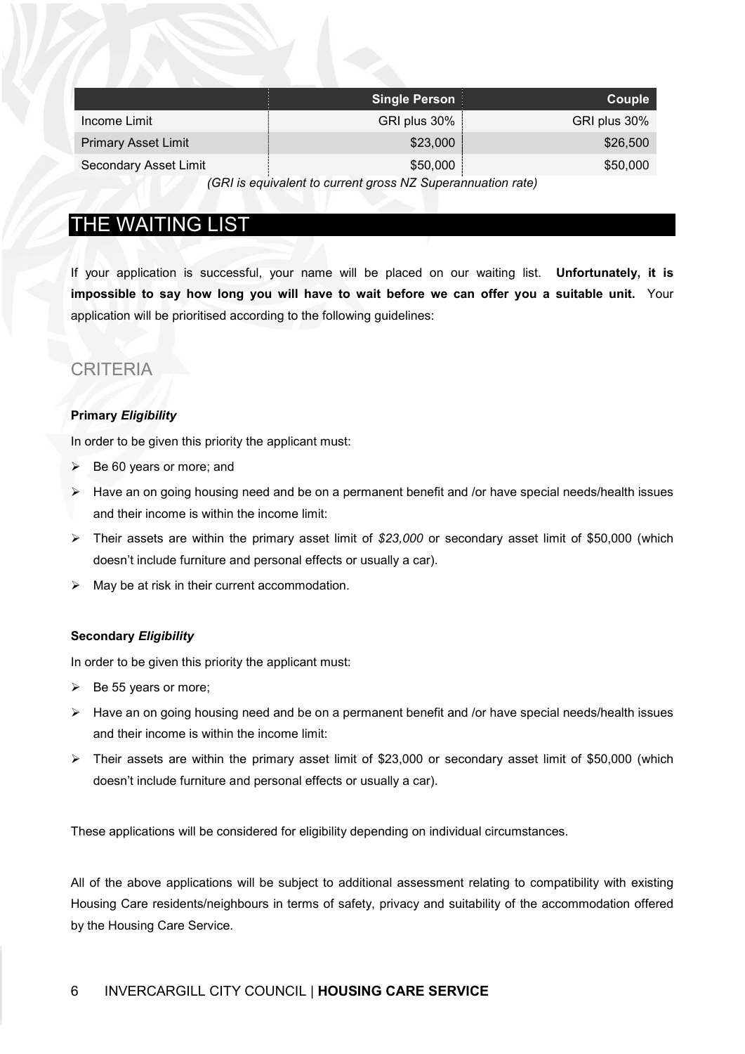| | Single Person | Couple |
|---|---|---|
| Income Limit | GRI plus 30% | GRI plus 30% |
| Primary Asset Limit | $23,000 | $26,500 |
| Secondary Asset Limit | $50,000 | $50,000 |

*(GRI is equivalent to current gross NZ Superannuation rate)*

# THE WAITING LIST

If your application is successful, your name will be placed on our waiting list. **Unfortunately, it is impossible to say how long you will have to wait before we can offer you a suitable unit.** Your application will be prioritised according to the following guidelines:

## CRITERIA

**Primary *Eligibility***

In order to be given this priority the applicant must:

- Be 60 years or more; and
- Have an on going housing need and be on a permanent benefit and /or have special needs/health issues and their income is within the income limit:
- Their assets are within the primary asset limit of *$23,000* or secondary asset limit of $50,000 (which doesn't include furniture and personal effects or usually a car).
- May be at risk in their current accommodation.

**Secondary *Eligibility***

In order to be given this priority the applicant must:

- Be 55 years or more;
- Have an on going housing need and be on a permanent benefit and /or have special needs/health issues and their income is within the income limit:
- Their assets are within the primary asset limit of $23,000 or secondary asset limit of $50,000 (which doesn't include furniture and personal effects or usually a car).

These applications will be considered for eligibility depending on individual circumstances.

All of the above applications will be subject to additional assessment relating to compatibility with existing Housing Care residents/neighbours in terms of safety, privacy and suitability of the accommodation offered by the Housing Care Service.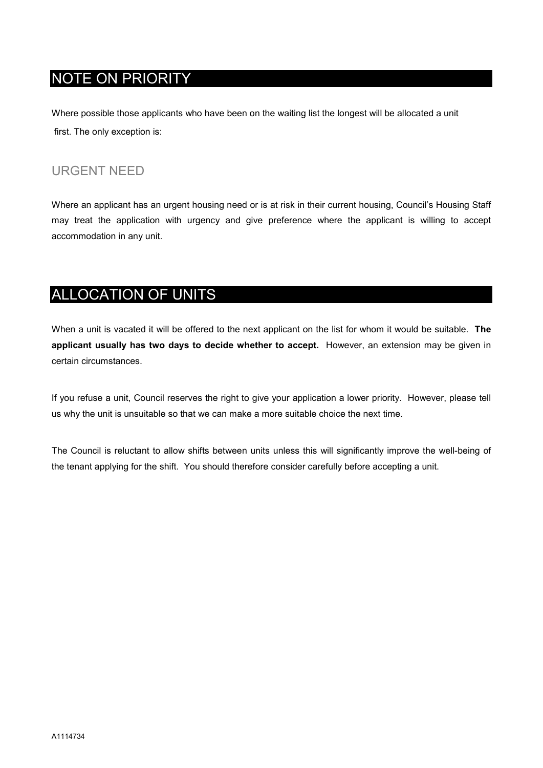## NOTE ON PRIORITY

Where possible those applicants who have been on the waiting list the longest will be allocated a unit first. The only exception is:

### URGENT NEED

Where an applicant has an urgent housing need or is at risk in their current housing, Council's Housing Staff may treat the application with urgency and give preference where the applicant is willing to accept accommodation in any unit.

## ALLOCATION OF UNITS

When a unit is vacated it will be offered to the next applicant on the list for whom it would be suitable. **The applicant usually has two days to decide whether to accept.** However, an extension may be given in certain circumstances.

If you refuse a unit, Council reserves the right to give your application a lower priority. However, please tell us why the unit is unsuitable so that we can make a more suitable choice the next time.

The Council is reluctant to allow shifts between units unless this will significantly improve the well-being of the tenant applying for the shift. You should therefore consider carefully before accepting a unit.

A1114734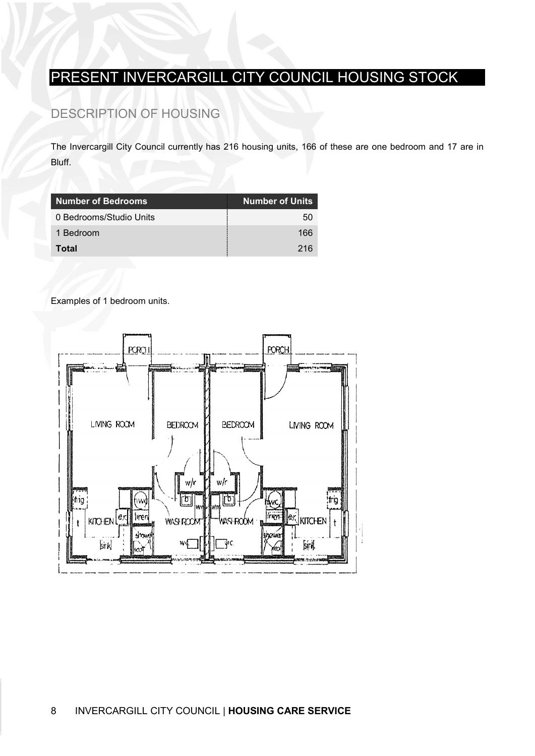# PRESENT INVERCARGILL CITY COUNCIL HOUSING STOCK

## DESCRIPTION OF HOUSING

The Invercargill City Council currently has 216 housing units, 166 of these are one bedroom and 17 are in Bluff.

| Number of Bedrooms | Number of Units |
|---|---|
| 0 Bedrooms/Studio Units | 50 |
| 1 Bedroom | 166 |
| **Total** | 216 |

Examples of 1 bedroom units.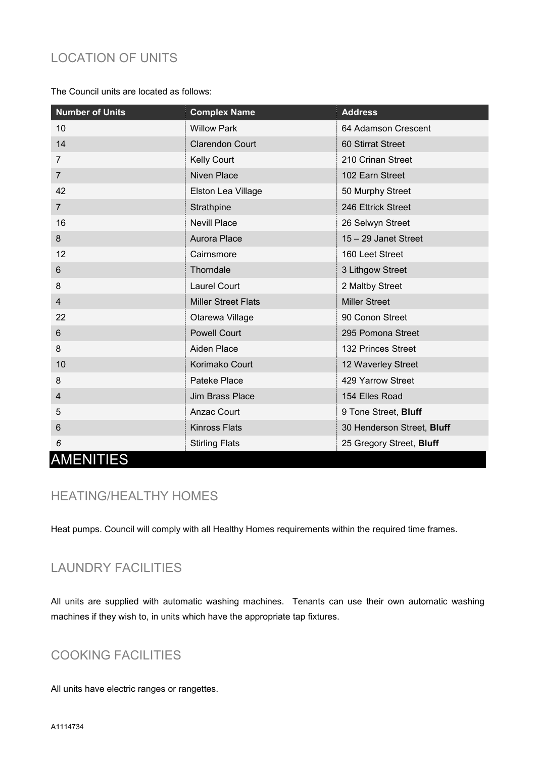## LOCATION OF UNITS

The Council units are located as follows:

| Number of Units | Complex Name | Address |
|---|---|---|
| 10 | Willow Park | 64 Adamson Crescent |
| 14 | Clarendon Court | 60 Stirrat Street |
| 7 | Kelly Court | 210 Crinan Street |
| 7 | Niven Place | 102 Earn Street |
| 42 | Elston Lea Village | 50 Murphy Street |
| 7 | Strathpine | 246 Ettrick Street |
| 16 | Nevill Place | 26 Selwyn Street |
| 8 | Aurora Place | 15 – 29 Janet Street |
| 12 | Cairnsmore | 160 Leet Street |
| 6 | Thorndale | 3 Lithgow Street |
| 8 | Laurel Court | 2 Maltby Street |
| 4 | Miller Street Flats | Miller Street |
| 22 | Otarewa Village | 90 Conon Street |
| 6 | Powell Court | 295 Pomona Street |
| 8 | Aiden Place | 132 Princes Street |
| 10 | Korimako Court | 12 Waverley Street |
| 8 | Pateke Place | 429 Yarrow Street |
| 4 | Jim Brass Place | 154 Elles Road |
| 5 | Anzac Court | 9 Tone Street, **Bluff** |
| 6 | Kinross Flats | 30 Henderson Street, **Bluff** |
| *6* | Stirling Flats | 25 Gregory Street, **Bluff** |

# AMENITIES

## HEATING/HEALTHY HOMES

Heat pumps. Council will comply with all Healthy Homes requirements within the required time frames.

## LAUNDRY FACILITIES

All units are supplied with automatic washing machines. Tenants can use their own automatic washing machines if they wish to, in units which have the appropriate tap fixtures.

## COOKING FACILITIES

All units have electric ranges or rangettes.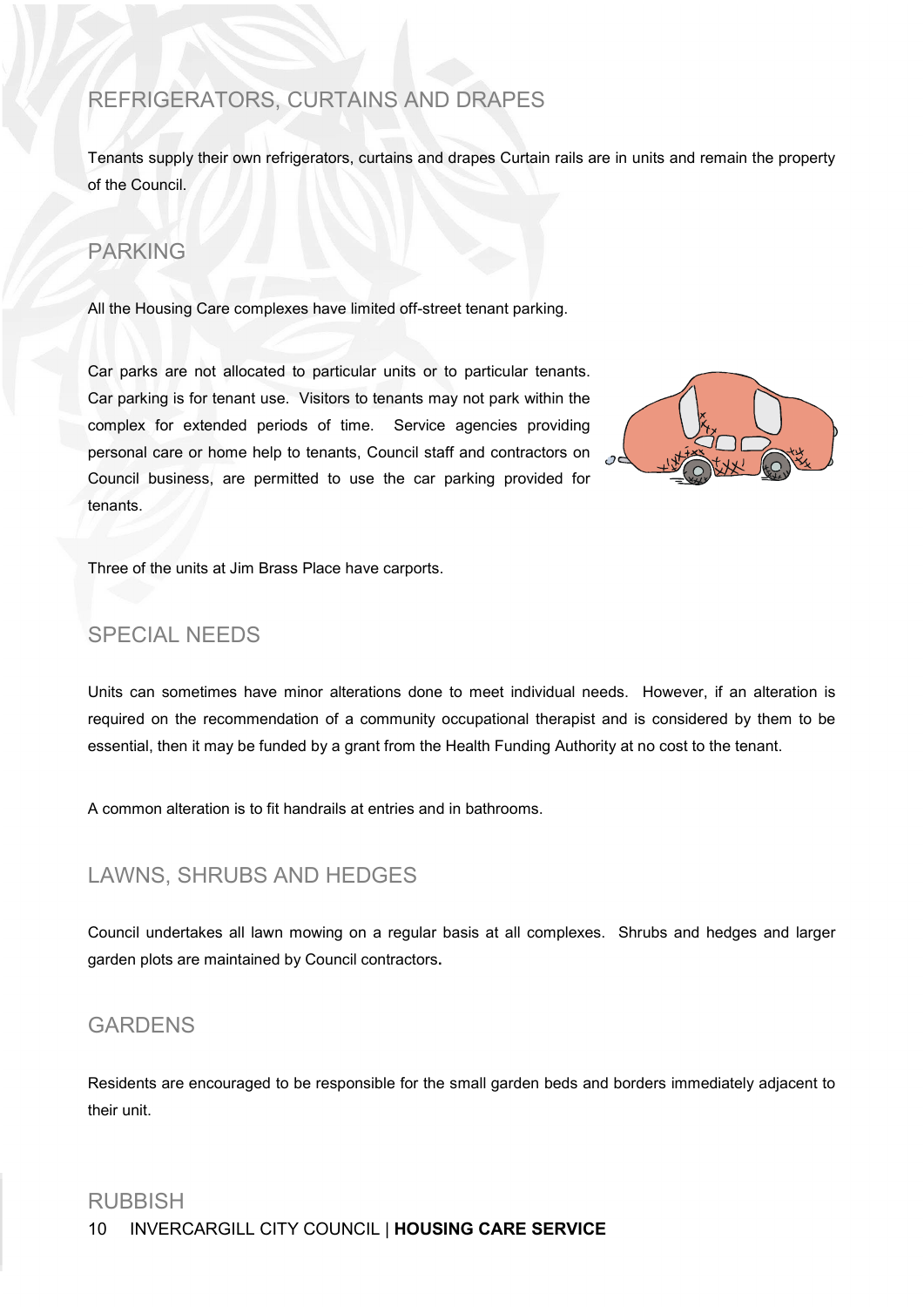## REFRIGERATORS, CURTAINS AND DRAPES

Tenants supply their own refrigerators, curtains and drapes Curtain rails are in units and remain the property of the Council.

## PARKING

All the Housing Care complexes have limited off-street tenant parking.

Car parks are not allocated to particular units or to particular tenants. Car parking is for tenant use. Visitors to tenants may not park within the complex for extended periods of time. Service agencies providing personal care or home help to tenants, Council staff and contractors on Council business, are permitted to use the car parking provided for tenants.

Three of the units at Jim Brass Place have carports.

## SPECIAL NEEDS

Units can sometimes have minor alterations done to meet individual needs. However, if an alteration is required on the recommendation of a community occupational therapist and is considered by them to be essential, then it may be funded by a grant from the Health Funding Authority at no cost to the tenant.

A common alteration is to fit handrails at entries and in bathrooms.

## LAWNS, SHRUBS AND HEDGES

Council undertakes all lawn mowing on a regular basis at all complexes. Shrubs and hedges and larger garden plots are maintained by Council contractors.

## GARDENS

Residents are encouraged to be responsible for the small garden beds and borders immediately adjacent to their unit.

## RUBBISH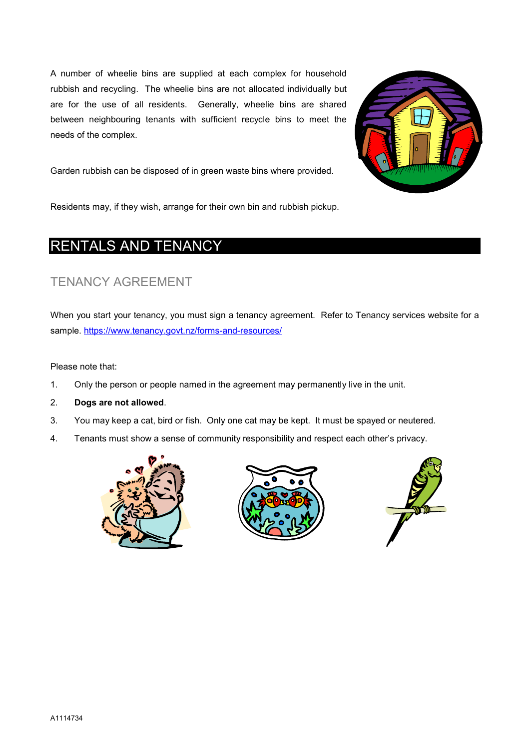A number of wheelie bins are supplied at each complex for household rubbish and recycling. The wheelie bins are not allocated individually but are for the use of all residents. Generally, wheelie bins are shared between neighbouring tenants with sufficient recycle bins to meet the needs of the complex.

Garden rubbish can be disposed of in green waste bins where provided.

Residents may, if they wish, arrange for their own bin and rubbish pickup.

# RENTALS AND TENANCY

## TENANCY AGREEMENT

When you start your tenancy, you must sign a tenancy agreement. Refer to Tenancy services website for a sample. https://www.tenancy.govt.nz/forms-and-resources/

Please note that:

1. Only the person or people named in the agreement may permanently live in the unit.
2. **Dogs are not allowed**.
3. You may keep a cat, bird or fish. Only one cat may be kept. It must be spayed or neutered.
4. Tenants must show a sense of community responsibility and respect each other's privacy.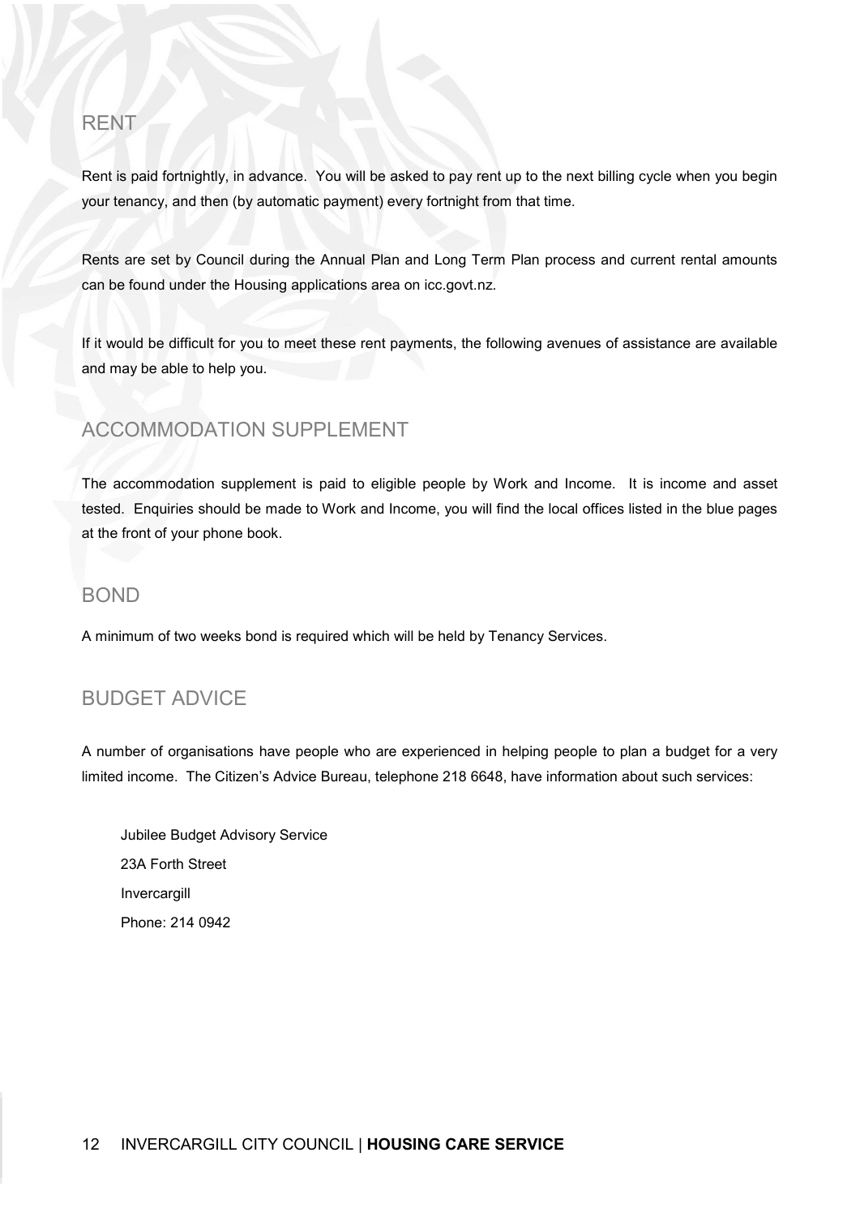## RENT

Rent is paid fortnightly, in advance. You will be asked to pay rent up to the next billing cycle when you begin your tenancy, and then (by automatic payment) every fortnight from that time.

Rents are set by Council during the Annual Plan and Long Term Plan process and current rental amounts can be found under the Housing applications area on icc.govt.nz.

If it would be difficult for you to meet these rent payments, the following avenues of assistance are available and may be able to help you.

## ACCOMMODATION SUPPLEMENT

The accommodation supplement is paid to eligible people by Work and Income. It is income and asset tested. Enquiries should be made to Work and Income, you will find the local offices listed in the blue pages at the front of your phone book.

## BOND

A minimum of two weeks bond is required which will be held by Tenancy Services.

## BUDGET ADVICE

A number of organisations have people who are experienced in helping people to plan a budget for a very limited income. The Citizen's Advice Bureau, telephone 218 6648, have information about such services:

Jubilee Budget Advisory Service  
23A Forth Street  
Invercargill  
Phone: 214 0942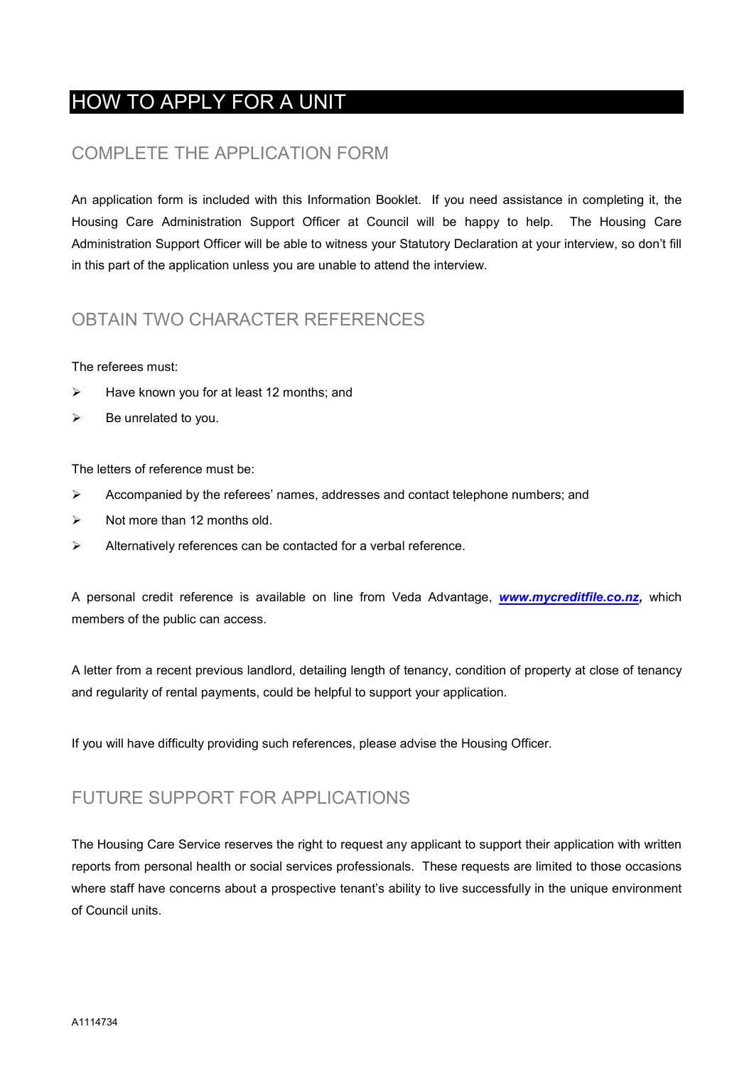# HOW TO APPLY FOR A UNIT

## COMPLETE THE APPLICATION FORM

An application form is included with this Information Booklet. If you need assistance in completing it, the Housing Care Administration Support Officer at Council will be happy to help. The Housing Care Administration Support Officer will be able to witness your Statutory Declaration at your interview, so don't fill in this part of the application unless you are unable to attend the interview.

## OBTAIN TWO CHARACTER REFERENCES

The referees must:

- Have known you for at least 12 months; and
- Be unrelated to you.

The letters of reference must be:

- Accompanied by the referees' names, addresses and contact telephone numbers; and
- Not more than 12 months old.
- Alternatively references can be contacted for a verbal reference.

A personal credit reference is available on line from Veda Advantage, ***www.mycreditfile.co.nz***, which members of the public can access.

A letter from a recent previous landlord, detailing length of tenancy, condition of property at close of tenancy and regularity of rental payments, could be helpful to support your application.

If you will have difficulty providing such references, please advise the Housing Officer.

## FUTURE SUPPORT FOR APPLICATIONS

The Housing Care Service reserves the right to request any applicant to support their application with written reports from personal health or social services professionals. These requests are limited to those occasions where staff have concerns about a prospective tenant's ability to live successfully in the unique environment of Council units.

A1114734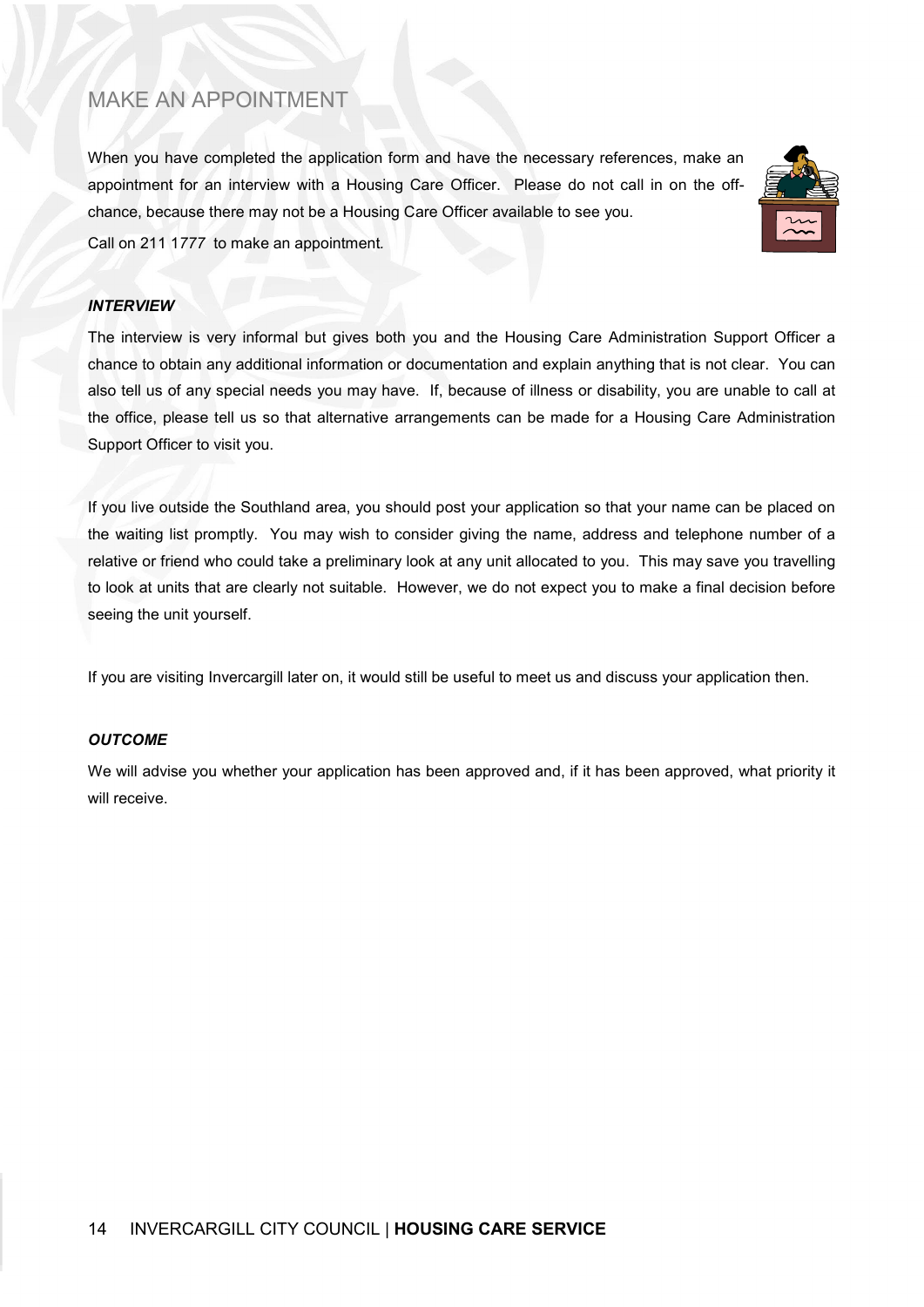## MAKE AN APPOINTMENT

When you have completed the application form and have the necessary references, make an appointment for an interview with a Housing Care Officer. Please do not call in on the off-chance, because there may not be a Housing Care Officer available to see you.

Call on 211 1777 to make an appointment.

### ***INTERVIEW***

The interview is very informal but gives both you and the Housing Care Administration Support Officer a chance to obtain any additional information or documentation and explain anything that is not clear. You can also tell us of any special needs you may have. If, because of illness or disability, you are unable to call at the office, please tell us so that alternative arrangements can be made for a Housing Care Administration Support Officer to visit you.

If you live outside the Southland area, you should post your application so that your name can be placed on the waiting list promptly. You may wish to consider giving the name, address and telephone number of a relative or friend who could take a preliminary look at any unit allocated to you. This may save you travelling to look at units that are clearly not suitable. However, we do not expect you to make a final decision before seeing the unit yourself.

If you are visiting Invercargill later on, it would still be useful to meet us and discuss your application then.

### ***OUTCOME***

We will advise you whether your application has been approved and, if it has been approved, what priority it will receive.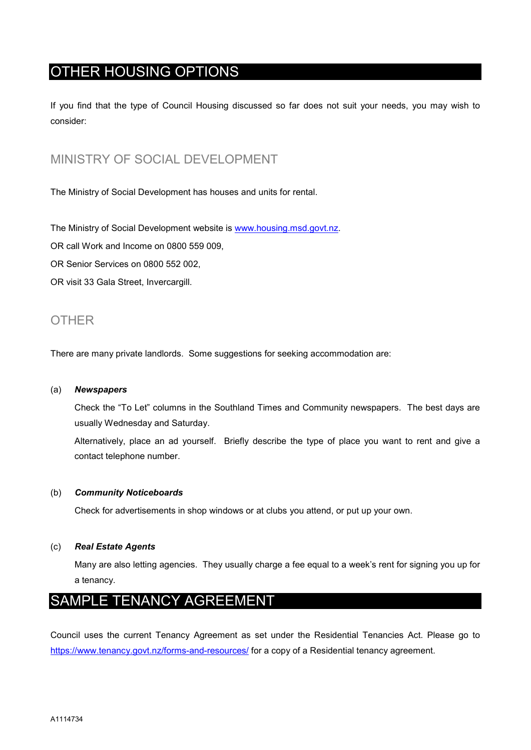# OTHER HOUSING OPTIONS

If you find that the type of Council Housing discussed so far does not suit your needs, you may wish to consider:

## MINISTRY OF SOCIAL DEVELOPMENT

The Ministry of Social Development has houses and units for rental.

The Ministry of Social Development website is [www.housing.msd.govt.nz](http://www.housing.msd.govt.nz).

OR call Work and Income on 0800 559 009,

OR Senior Services on 0800 552 002,

OR visit 33 Gala Street, Invercargill.

## OTHER

There are many private landlords. Some suggestions for seeking accommodation are:

(a) ***Newspapers***

Check the "To Let" columns in the Southland Times and Community newspapers. The best days are usually Wednesday and Saturday.

Alternatively, place an ad yourself. Briefly describe the type of place you want to rent and give a contact telephone number.

(b) ***Community Noticeboards***

Check for advertisements in shop windows or at clubs you attend, or put up your own.

(c) ***Real Estate Agents***

Many are also letting agencies. They usually charge a fee equal to a week's rent for signing you up for a tenancy.

# SAMPLE TENANCY AGREEMENT

Council uses the current Tenancy Agreement as set under the Residential Tenancies Act. Please go to [https://www.tenancy.govt.nz/forms-and-resources/](https://www.tenancy.govt.nz/forms-and-resources/) for a copy of a Residential tenancy agreement.

A1114734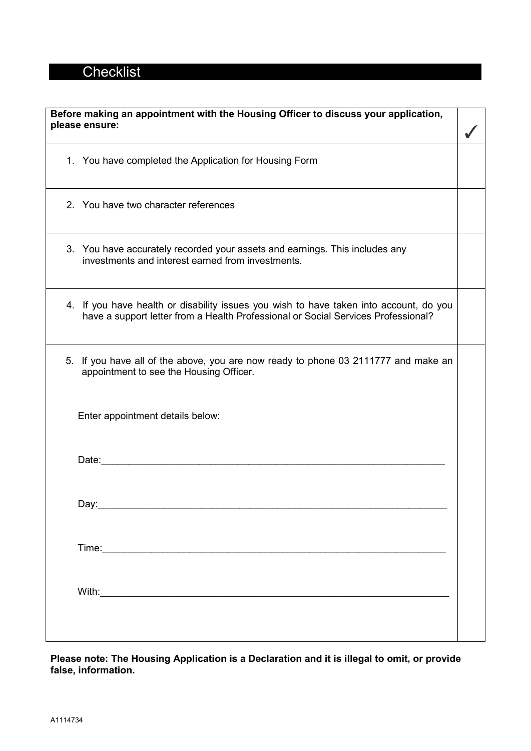## Checklist

| Before making an appointment with the Housing Officer to discuss your application, please ensure: | ✓ |
|---|---|
| 1. You have completed the Application for Housing Form | |
| 2. You have two character references | |
| 3. You have accurately recorded your assets and earnings. This includes any investments and interest earned from investments. | |
| 4. If you have health or disability issues you wish to have taken into account, do you have a support letter from a Health Professional or Social Services Professional? | |
| 5. If you have all of the above, you are now ready to phone 03 2111777 and make an appointment to see the Housing Officer.<br><br>Enter appointment details below:<br><br>Date:\_\_\_\_\_\_\_\_\_\_\_\_\_\_\_\_\_\_\_\_<br><br>Day:\_\_\_\_\_\_\_\_\_\_\_\_\_\_\_\_\_\_\_\_<br><br>Time:\_\_\_\_\_\_\_\_\_\_\_\_\_\_\_\_\_\_\_\_<br><br>With:\_\_\_\_\_\_\_\_\_\_\_\_\_\_\_\_\_\_\_\_ | |

**Please note: The Housing Application is a Declaration and it is illegal to omit, or provide false, information.**

A1114734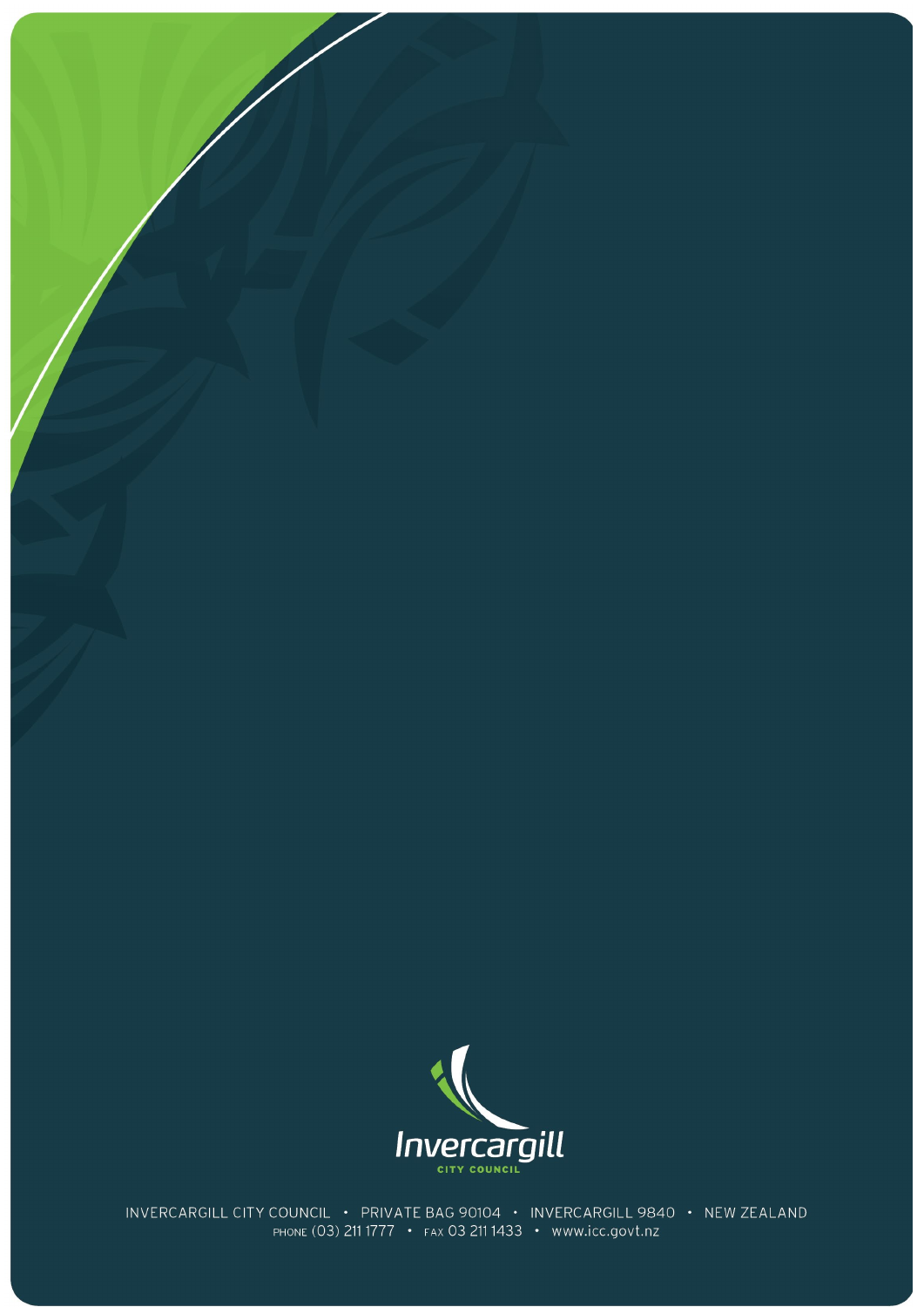Invercargill

CITY COUNCIL

INVERCARGILL CITY COUNCIL • PRIVATE BAG 90104 • INVERCARGILL 9840 • NEW ZEALAND
PHONE (03) 211 1777 • FAX 03 211 1433 • www.icc.govt.nz